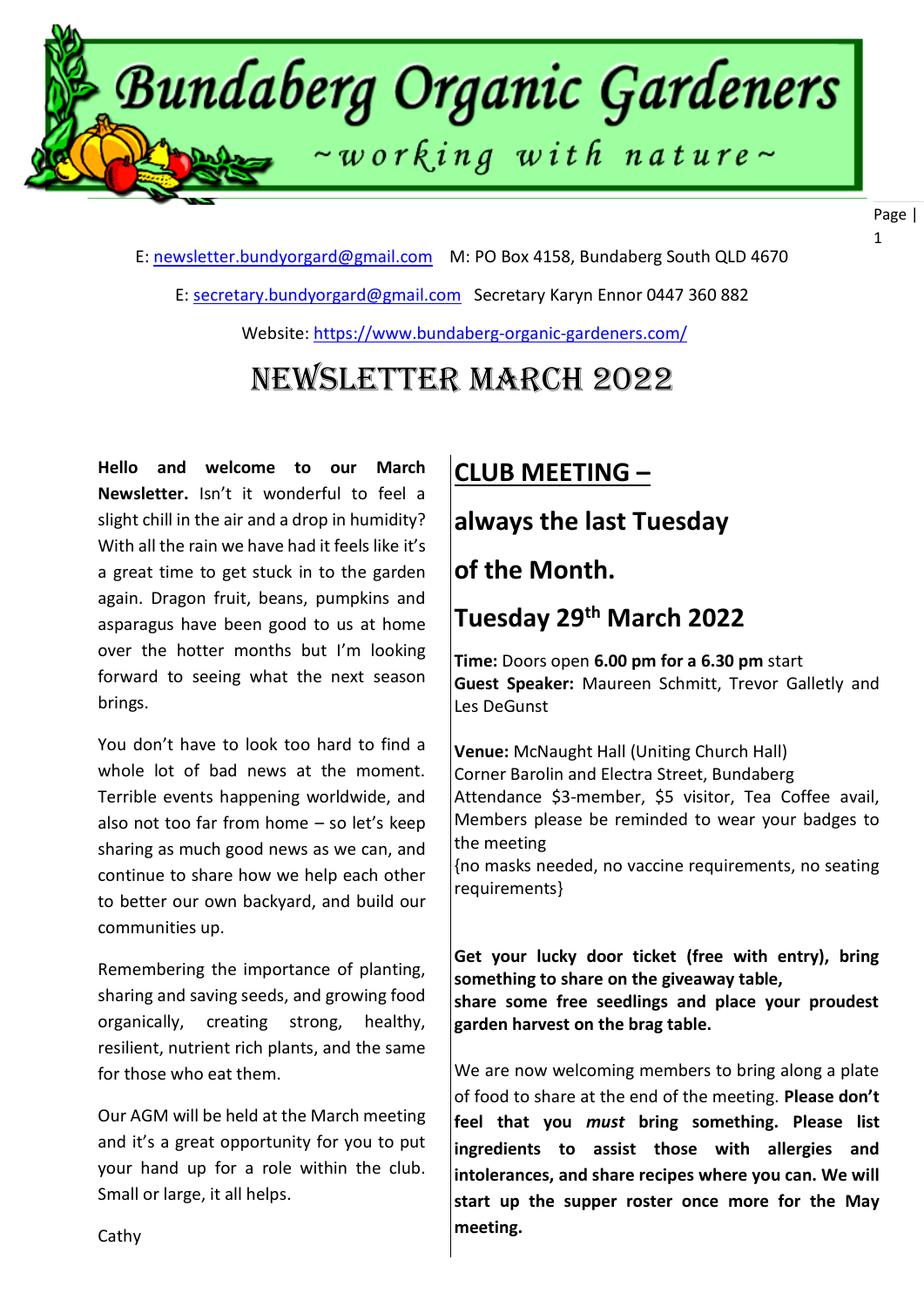# Bundaberg Organic Gardeners

~working with nature~

E: newsletter.bundyorgard@gmail.com M: PO Box 4158, Bundaberg South QLD 4670

E: secretary.bundyorgard@gmail.com Secretary Karyn Ennor 0447 360 882

Website: https://www.bundaberg-organic-gardeners.com/

# NEWSLETTER MARCH 2022

**Hello and welcome to our March Newsletter.** Isn't it wonderful to feel a slight chill in the air and a drop in humidity? With all the rain we have had it feels like it's a great time to get stuck in to the garden again. Dragon fruit, beans, pumpkins and asparagus have been good to us at home over the hotter months but I'm looking forward to seeing what the next season brings.

You don't have to look too hard to find a whole lot of bad news at the moment. Terrible events happening worldwide, and also not too far from home – so let's keep sharing as much good news as we can, and continue to share how we help each other to better our own backyard, and build our communities up.

Remembering the importance of planting, sharing and saving seeds, and growing food organically, creating strong, healthy, resilient, nutrient rich plants, and the same for those who eat them.

Our AGM will be held at the March meeting and it's a great opportunity for you to put your hand up for a role within the club. Small or large, it all helps.

Cathy

## CLUB MEETING –

## always the last Tuesday of the Month.

## Tuesday 29th March 2022

**Time:** Doors open **6.00 pm for a 6.30 pm** start
**Guest Speaker:** Maureen Schmitt, Trevor Galletly and Les DeGunst

**Venue:** McNaught Hall (Uniting Church Hall)
Corner Barolin and Electra Street, Bundaberg
Attendance $3-member, $5 visitor, Tea Coffee avail, Members please be reminded to wear your badges to the meeting
{no masks needed, no vaccine requirements, no seating requirements}

**Get your lucky door ticket (free with entry), bring something to share on the giveaway table, share some free seedlings and place your proudest garden harvest on the brag table.**

We are now welcoming members to bring along a plate of food to share at the end of the meeting. **Please don't feel that you *must* bring something. Please list ingredients to assist those with allergies and intolerances, and share recipes where you can. We will start up the supper roster once more for the May meeting.**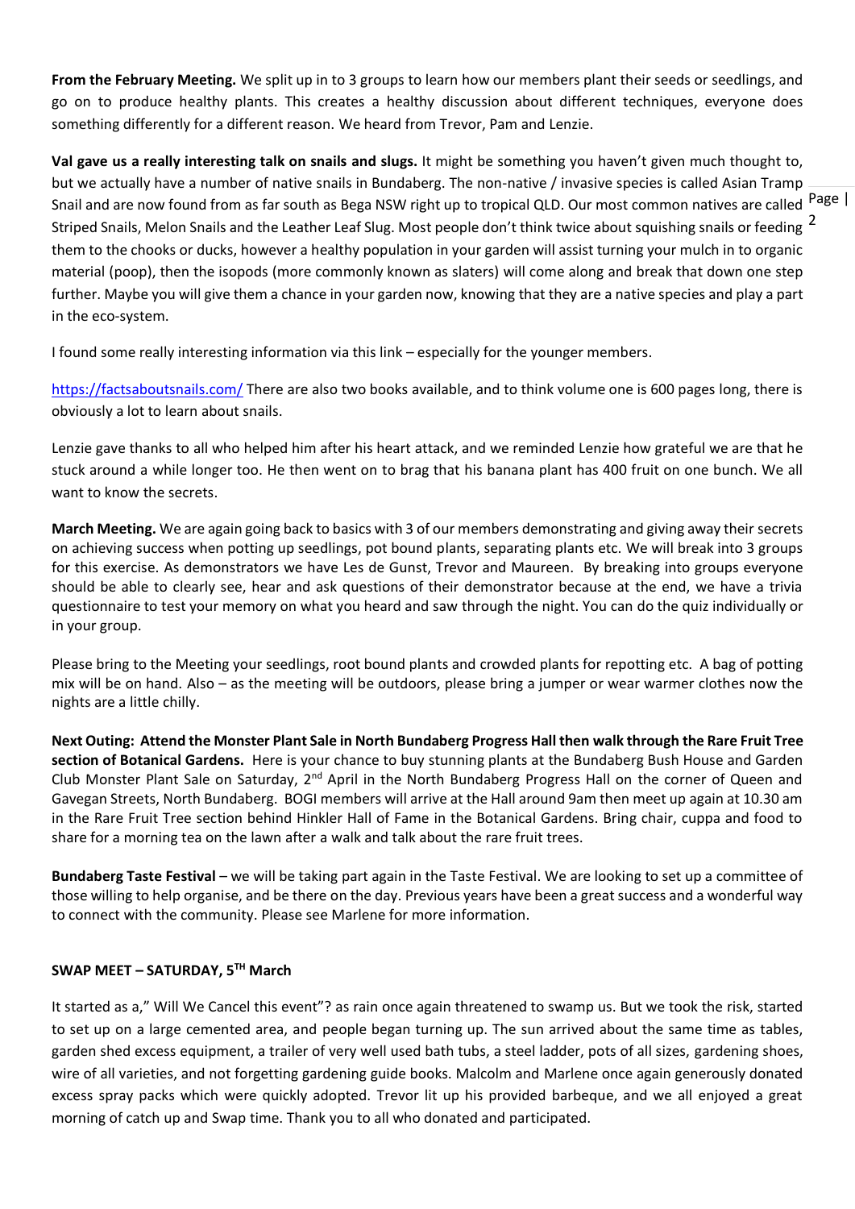**From the February Meeting.** We split up in to 3 groups to learn how our members plant their seeds or seedlings, and go on to produce healthy plants. This creates a healthy discussion about different techniques, everyone does something differently for a different reason. We heard from Trevor, Pam and Lenzie.

**Val gave us a really interesting talk on snails and slugs.** It might be something you haven't given much thought to, but we actually have a number of native snails in Bundaberg. The non-native / invasive species is called Asian Tramp Snail and are now found from as far south as Bega NSW right up to tropical QLD. Our most common natives are called Striped Snails, Melon Snails and the Leather Leaf Slug. Most people don't think twice about squishing snails or feeding them to the chooks or ducks, however a healthy population in your garden will assist turning your mulch in to organic material (poop), then the isopods (more commonly known as slaters) will come along and break that down one step further. Maybe you will give them a chance in your garden now, knowing that they are a native species and play a part in the eco-system.

I found some really interesting information via this link – especially for the younger members.

https://factsaboutsnails.com/ There are also two books available, and to think volume one is 600 pages long, there is obviously a lot to learn about snails.

Lenzie gave thanks to all who helped him after his heart attack, and we reminded Lenzie how grateful we are that he stuck around a while longer too. He then went on to brag that his banana plant has 400 fruit on one bunch. We all want to know the secrets.

**March Meeting.** We are again going back to basics with 3 of our members demonstrating and giving away their secrets on achieving success when potting up seedlings, pot bound plants, separating plants etc. We will break into 3 groups for this exercise. As demonstrators we have Les de Gunst, Trevor and Maureen. By breaking into groups everyone should be able to clearly see, hear and ask questions of their demonstrator because at the end, we have a trivia questionnaire to test your memory on what you heard and saw through the night. You can do the quiz individually or in your group.

Please bring to the Meeting your seedlings, root bound plants and crowded plants for repotting etc. A bag of potting mix will be on hand. Also – as the meeting will be outdoors, please bring a jumper or wear warmer clothes now the nights are a little chilly.

**Next Outing: Attend the Monster Plant Sale in North Bundaberg Progress Hall then walk through the Rare Fruit Tree section of Botanical Gardens.** Here is your chance to buy stunning plants at the Bundaberg Bush House and Garden Club Monster Plant Sale on Saturday, 2nd April in the North Bundaberg Progress Hall on the corner of Queen and Gavegan Streets, North Bundaberg. BOGI members will arrive at the Hall around 9am then meet up again at 10.30 am in the Rare Fruit Tree section behind Hinkler Hall of Fame in the Botanical Gardens. Bring chair, cuppa and food to share for a morning tea on the lawn after a walk and talk about the rare fruit trees.

**Bundaberg Taste Festival** – we will be taking part again in the Taste Festival. We are looking to set up a committee of those willing to help organise, and be there on the day. Previous years have been a great success and a wonderful way to connect with the community. Please see Marlene for more information.

## SWAP MEET – SATURDAY, 5TH March

It started as a," Will We Cancel this event"? as rain once again threatened to swamp us. But we took the risk, started to set up on a large cemented area, and people began turning up. The sun arrived about the same time as tables, garden shed excess equipment, a trailer of very well used bath tubs, a steel ladder, pots of all sizes, gardening shoes, wire of all varieties, and not forgetting gardening guide books. Malcolm and Marlene once again generously donated excess spray packs which were quickly adopted. Trevor lit up his provided barbeque, and we all enjoyed a great morning of catch up and Swap time. Thank you to all who donated and participated.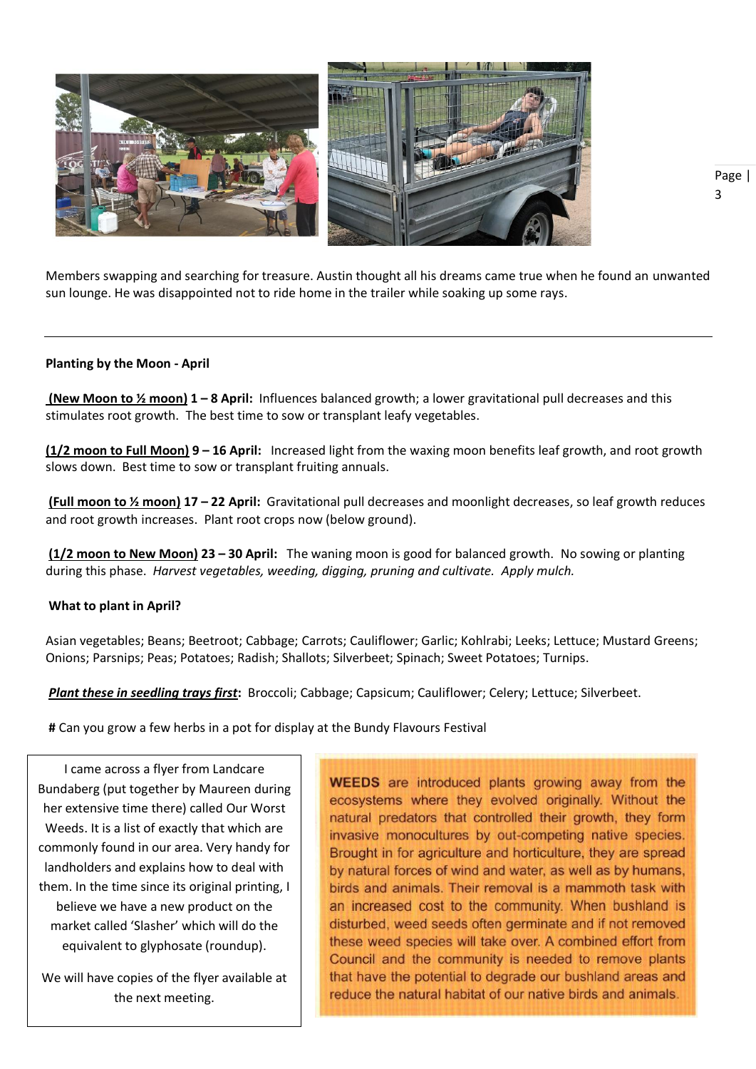Members swapping and searching for treasure. Austin thought all his dreams came true when he found an unwanted sun lounge. He was disappointed not to ride home in the trailer while soaking up some rays.

---

**Planting by the Moon - April**

**(New Moon to ½ moon) 1 – 8 April:** Influences balanced growth; a lower gravitational pull decreases and this stimulates root growth. The best time to sow or transplant leafy vegetables.

**(1/2 moon to Full Moon) 9 – 16 April:** Increased light from the waxing moon benefits leaf growth, and root growth slows down. Best time to sow or transplant fruiting annuals.

**(Full moon to ½ moon) 17 – 22 April:** Gravitational pull decreases and moonlight decreases, so leaf growth reduces and root growth increases. Plant root crops now (below ground).

**(1/2 moon to New Moon) 23 – 30 April:** The waning moon is good for balanced growth. No sowing or planting during this phase. *Harvest vegetables, weeding, digging, pruning and cultivate. Apply mulch.*

**What to plant in April?**

Asian vegetables; Beans; Beetroot; Cabbage; Carrots; Cauliflower; Garlic; Kohlrabi; Leeks; Lettuce; Mustard Greens; Onions; Parsnips; Peas; Potatoes; Radish; Shallots; Silverbeet; Spinach; Sweet Potatoes; Turnips.

***Plant these in seedling trays first*:** Broccoli; Cabbage; Capsicum; Cauliflower; Celery; Lettuce; Silverbeet.

**#** Can you grow a few herbs in a pot for display at the Bundy Flavours Festival

I came across a flyer from Landcare Bundaberg (put together by Maureen during her extensive time there) called Our Worst Weeds. It is a list of exactly that which are commonly found in our area. Very handy for landholders and explains how to deal with them. In the time since its original printing, I believe we have a new product on the market called 'Slasher' which will do the equivalent to glyphosate (roundup).

We will have copies of the flyer available at the next meeting.

**WEEDS** are introduced plants growing away from the ecosystems where they evolved originally. Without the natural predators that controlled their growth, they form invasive monocultures by out-competing native species. Brought in for agriculture and horticulture, they are spread by natural forces of wind and water, as well as by humans, birds and animals. Their removal is a mammoth task with an increased cost to the community. When bushland is disturbed, weed seeds often germinate and if not removed these weed species will take over. A combined effort from Council and the community is needed to remove plants that have the potential to degrade our bushland areas and reduce the natural habitat of our native birds and animals.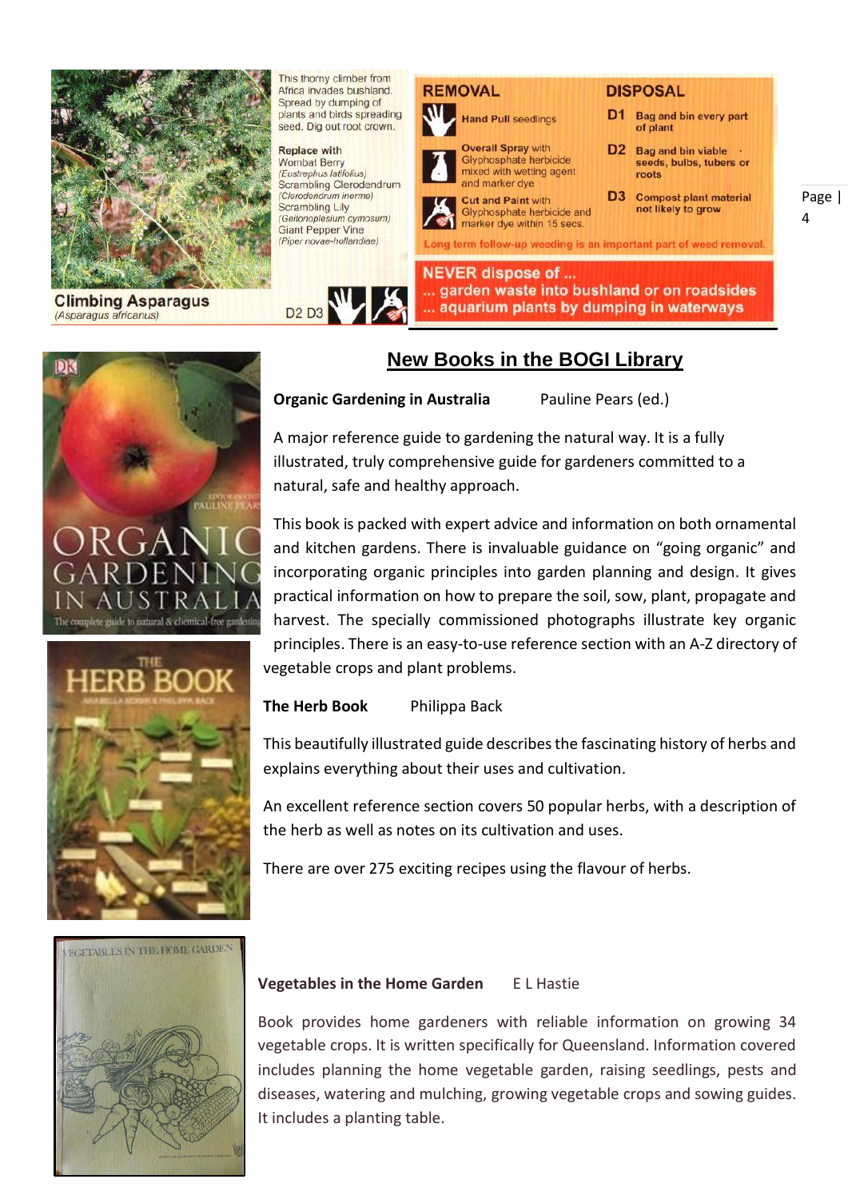This thorny climber from Africa invades bushland. Spread by dumping of plants and birds spreading seed. Dig out root crown.

Replace with Wombat Berry (*Eustrephus latifolius*) Scrambling Clerodendrum (*Clerodendrum inerme*) Scrambling Lily (*Geitonoplesium cymosum*) Giant Pepper Vine (*Piper novae-hollandiae*)

**Climbing Asparagus**
(*Asparagus africanus*)

D2 D3

**REMOVAL**

**Hand Pull** seedlings

**Overall Spray** with Glyphosphate herbicide mixed with wetting agent and marker dye

**Cut and Paint** with Glyphosphate herbicide and marker dye within 15 secs.

**DISPOSAL**

**D1** Bag and bin every part of plant

**D2** Bag and bin viable seeds, bulbs, tubers or roots

**D3** Compost plant material not likely to grow

Long term follow-up weeding is an important part of weed removal.

**NEVER dispose of ...**
**... garden waste into bushland or on roadsides**
**... aquarium plants by dumping in waterways**

## New Books in the BOGI Library

**Organic Gardening in Australia** Pauline Pears (ed.)

A major reference guide to gardening the natural way. It is a fully illustrated, truly comprehensive guide for gardeners committed to a natural, safe and healthy approach.

This book is packed with expert advice and information on both ornamental and kitchen gardens. There is invaluable guidance on "going organic" and incorporating organic principles into garden planning and design. It gives practical information on how to prepare the soil, sow, plant, propagate and harvest. The specially commissioned photographs illustrate key organic principles. There is an easy-to-use reference section with an A-Z directory of vegetable crops and plant problems.

**The Herb Book** Philippa Back

This beautifully illustrated guide describes the fascinating history of herbs and explains everything about their uses and cultivation.

An excellent reference section covers 50 popular herbs, with a description of the herb as well as notes on its cultivation and uses.

There are over 275 exciting recipes using the flavour of herbs.

**Vegetables in the Home Garden** E L Hastie

Book provides home gardeners with reliable information on growing 34 vegetable crops. It is written specifically for Queensland. Information covered includes planning the home vegetable garden, raising seedlings, pests and diseases, watering and mulching, growing vegetable crops and sowing guides. It includes a planting table.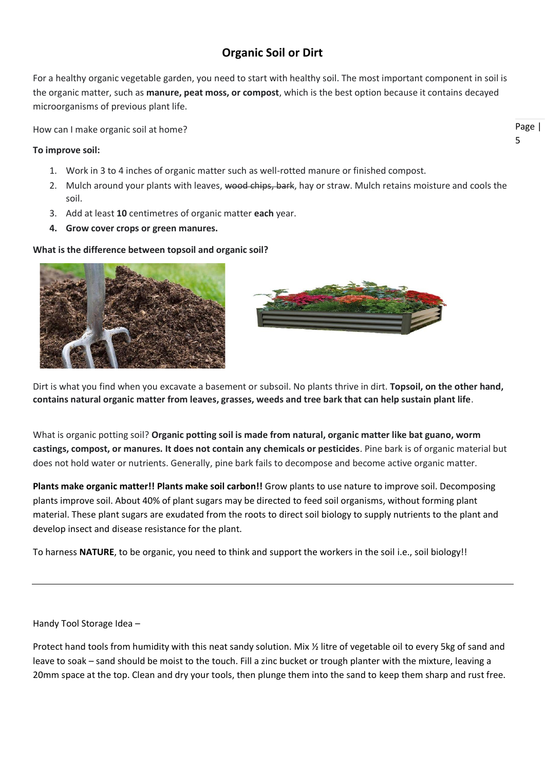# Organic Soil or Dirt

For a healthy organic vegetable garden, you need to start with healthy soil. The most important component in soil is the organic matter, such as **manure, peat moss, or compost**, which is the best option because it contains decayed microorganisms of previous plant life.

How can I make organic soil at home?

**To improve soil:**

1. Work in 3 to 4 inches of organic matter such as well-rotted manure or finished compost.
2. Mulch around your plants with leaves, ~~wood chips, bark~~, hay or straw. Mulch retains moisture and cools the soil.
3. Add at least **10** centimetres of organic matter **each** year.
4. **Grow cover crops or green manures.**

**What is the difference between topsoil and organic soil?**

Dirt is what you find when you excavate a basement or subsoil. No plants thrive in dirt. **Topsoil, on the other hand, contains natural organic matter from leaves, grasses, weeds and tree bark that can help sustain plant life**.

What is organic potting soil? **Organic potting soil is made from natural, organic matter like bat guano, worm castings, compost, or manures. It does not contain any chemicals or pesticides**. Pine bark is of organic material but does not hold water or nutrients. Generally, pine bark fails to decompose and become active organic matter.

**Plants make organic matter!! Plants make soil carbon!!** Grow plants to use nature to improve soil. Decomposing plants improve soil. About 40% of plant sugars may be directed to feed soil organisms, without forming plant material. These plant sugars are exuded from the roots to direct soil biology to supply nutrients to the plant and develop insect and disease resistance for the plant.

To harness **NATURE**, to be organic, you need to think and support the workers in the soil i.e., soil biology!!

---

Handy Tool Storage Idea –

Protect hand tools from humidity with this neat sandy solution. Mix ½ litre of vegetable oil to every 5kg of sand and leave to soak – sand should be moist to the touch. Fill a zinc bucket or trough planter with the mixture, leaving a 20mm space at the top. Clean and dry your tools, then plunge them into the sand to keep them sharp and rust free.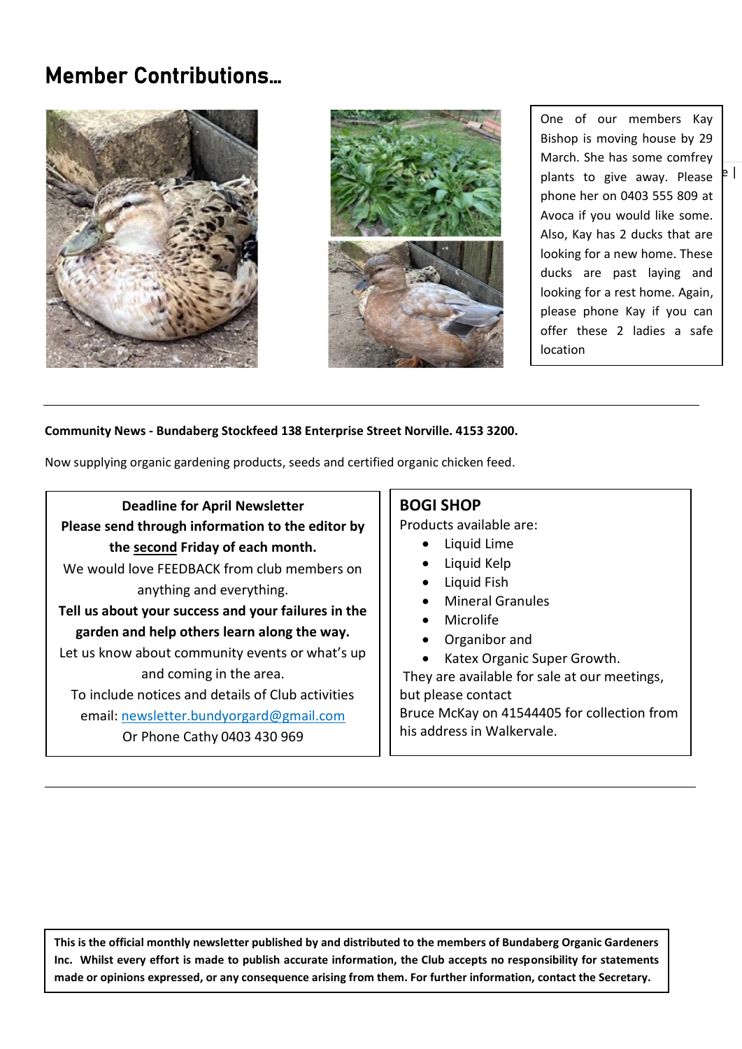# Member Contributions…

One of our members Kay Bishop is moving house by 29 March. She has some comfrey plants to give away. Please phone her on 0403 555 809 at Avoca if you would like some. Also, Kay has 2 ducks that are looking for a new home. These ducks are past laying and looking for a rest home. Again, please phone Kay if you can offer these 2 ladies a safe location

---

**Community News - Bundaberg Stockfeed 138 Enterprise Street Norville. 4153 3200.**

Now supplying organic gardening products, seeds and certified organic chicken feed.

**Deadline for April Newsletter**

**Please send through information to the editor by the second Friday of each month.**

We would love FEEDBACK from club members on anything and everything.

**Tell us about your success and your failures in the garden and help others learn along the way.**

Let us know about community events or what's up and coming in the area.

To include notices and details of Club activities email: newsletter.bundyorgard@gmail.com

Or Phone Cathy 0403 430 969

## BOGI SHOP

Products available are:

- Liquid Lime
- Liquid Kelp
- Liquid Fish
- Mineral Granules
- Microlife
- Organibor and
- Katex Organic Super Growth.

They are available for sale at our meetings, but please contact

Bruce McKay on 41544405 for collection from his address in Walkervale.

---

**This is the official monthly newsletter published by and distributed to the members of Bundaberg Organic Gardeners Inc. Whilst every effort is made to publish accurate information, the Club accepts no responsibility for statements made or opinions expressed, or any consequence arising from them. For further information, contact the Secretary.**